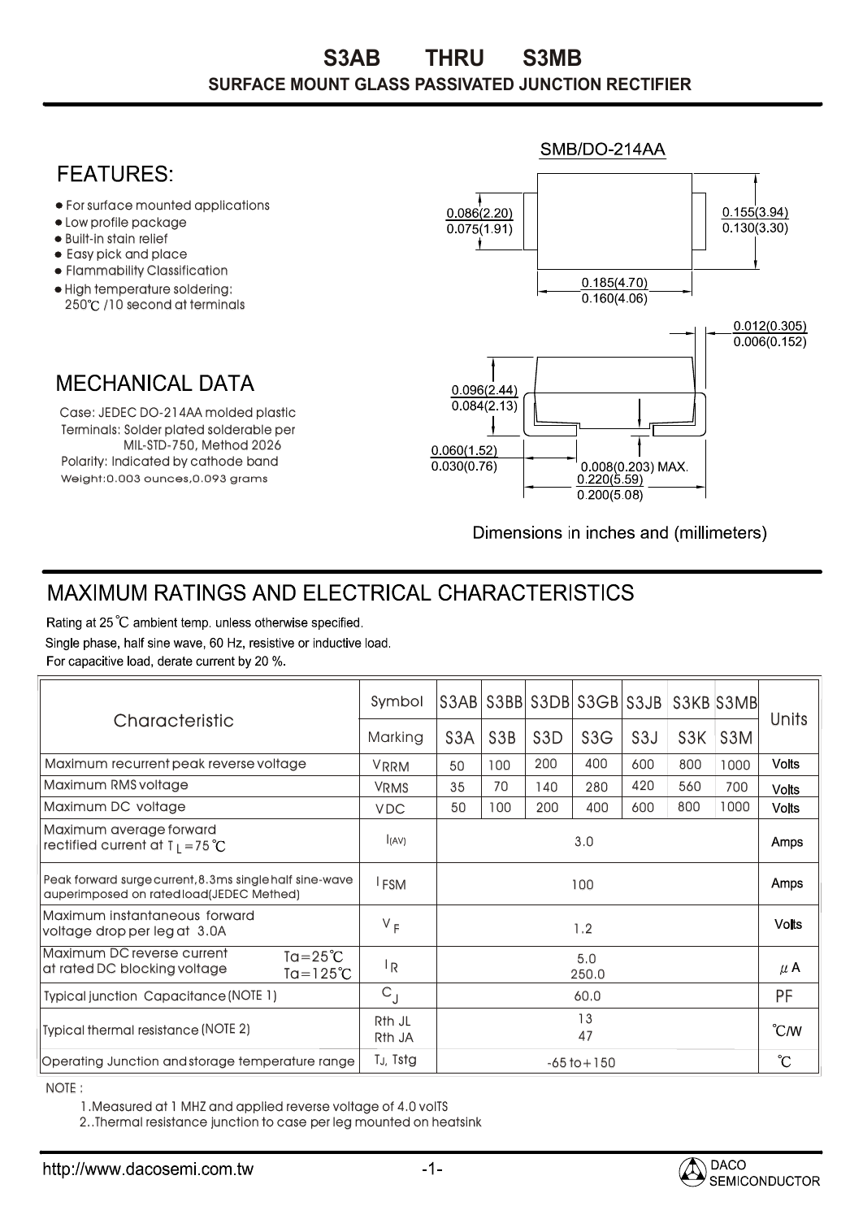# S3AB THRU S3MB

## SURFACE MOUNT GLASS PASSIVATED JUNCTION RECTIFIER

## FEATURES:

- For surface mounted applications
- Low profile package
- Built-in stain relief
- Easy pick and place
- Flammability Classification
- High temperature soldering: 250℃ /10 second at terminals

## MECHANICAL DATA

Case: JEDEC DO-214AA molded plastic
Terminals: Solder plated solderable per MIL-STD-750, Methed 2026
Polarity: Indicated by cathode band
Weight:0.003 ounces,0.093 grams

SMB/DO-214AA

0.086(2.20)
0.075(1.91)

0.155(3.94)
0.130(3.30)

0.185(4.70)
0.160(4.06)

0.012(0.305)
0.006(0.152)

0.096(2.44)
0.084(2.13)

0.060(1.52)
0.030(0.76)

0.008(0.203) MAX.

0.220(5.59)
0.200(5.08)

Dimensions in inches and (millimeters)

## MAXIMUM RATINGS AND ELECTRICAL CHARACTERISTICS

Rating at 25℃ ambient temp. unless otherwise specified.
Single phase, half sine wave, 60 Hz, resistive or inductive load.
For capacitive load, derate current by 20 %.

| Characteristic | Symbol | S3AB | S3BB | S3DB | S3GB | S3JB | S3KB | S3MB | Units |
|---|---|---|---|---|---|---|---|---|---|
| | Marking | S3A | S3B | S3D | S3G | S3J | S3K | S3M | |
| Maximum recurrent peak reverse voltage | $V_{RRM}$ | 50 | 100 | 200 | 400 | 600 | 800 | 1000 | Volts |
| Maximum RMS voltage | $V_{RMS}$ | 35 | 70 | 140 | 280 | 420 | 560 | 700 | Volts |
| Maximum DC voltage | $V_{DC}$ | 50 | 100 | 200 | 400 | 600 | 800 | 1000 | Volts |
| Maximum average forward rectified current at $T_L$=75℃ | $I_{(AV)}$ | 3.0 | | | | | | | Amps |
| Peak forward surge current, 8.3ms single half sine-wave auperimposed on rated load(JEDEC Methed) | $I_{FSM}$ | 100 | | | | | | | Amps |
| Maximum instantaneous forward voltage drop per leg at 3.0A | $V_F$ | 1.2 | | | | | | | Volts |
| Maximum DC reverse current at rated DC blocking voltage Ta=25℃ / Ta=125℃ | $I_R$ | 5.0 / 250.0 | | | | | | | μA |
| Typical junction Capacitance (NOTE 1) | $C_J$ | 60.0 | | | | | | | PF |
| Typical thermal resistance (NOTE 2) | Rth JL / Rth JA | 13 / 47 | | | | | | | ℃/W |
| Operating Junction and storage temperature range | $T_J$, Tstg | -65 to +150 | | | | | | | ℃ |

NOTE :

1. Measured at 1 MHZ and applied reverse voltage of 4.0 volTS
2. Thermal resistance junction to case per leg mounted on heatsink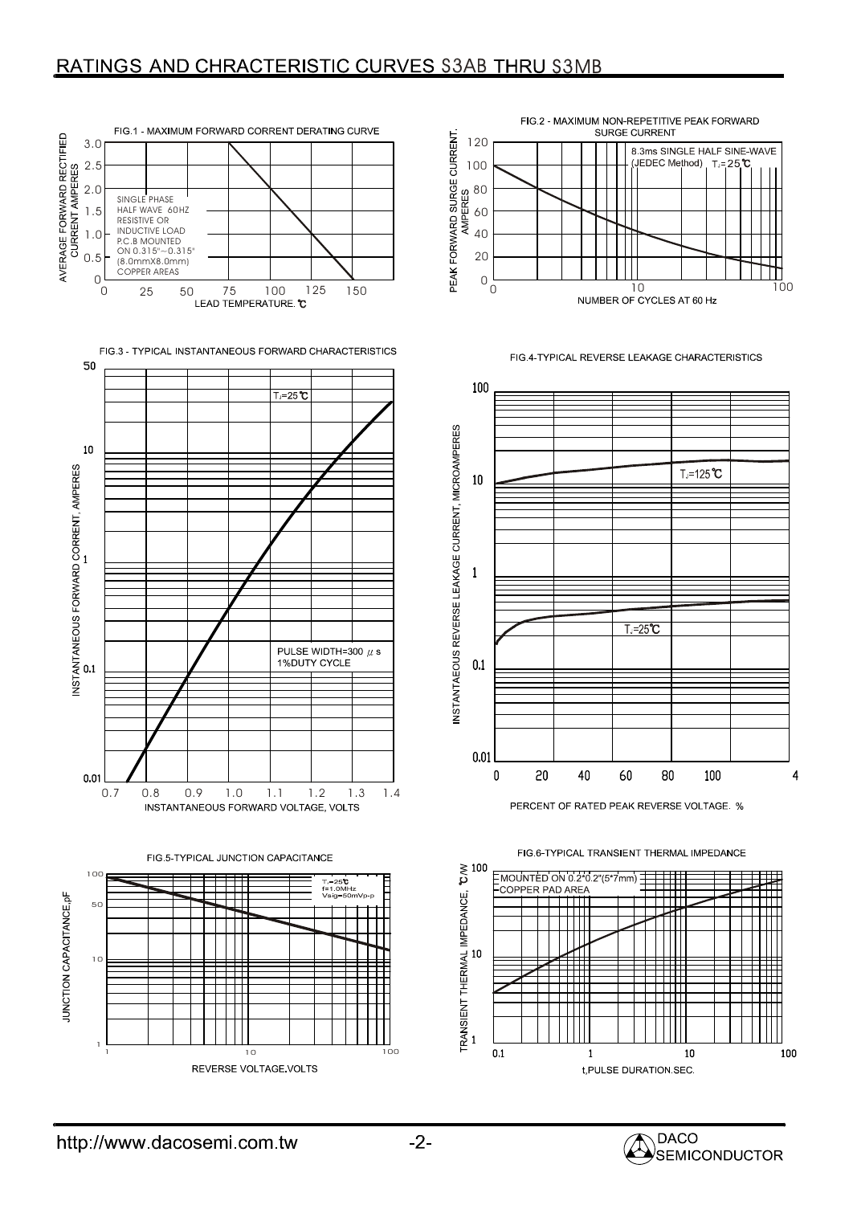## RATINGS AND CHRACTERISTIC CURVES S3AB THRU S3MB

FIG.1 - MAXIMUM FORWARD CORRENT DERATING CURVE

AVERAGE FORWARD RECTIFIED CURRENT AMPERES

3.0
2.5
2.0
1.5
1.0
0.5
0

SINGLE PHASE
HALF WAVE 60HZ
RESISTIVE OR
INDUCTIVE LOAD
P.C.B MOUNTED
ON 0.315"~0.315"
(8.0mmX8.0mm)
COPPER AREAS

0 25 50 75 100 125 150

LEAD TEMPERATURE. ℃

FIG.2 - MAXIMUM NON-REPETITIVE PEAK FORWARD SURGE CURRENT

PEAK FORWARD SURGE CURRENT. AMPERES

120
100
80
60
40
20
0

8.3ms SINGLE HALF SINE-WAVE
(JEDEC Method) $T_J$=25℃

0 10 100

NUMBER OF CYCLES AT 60 Hz

FIG.3 - TYPICAL INSTANTANEOUS FORWARD CHARACTERISTICS

INSTANTANEOUS FORWARD CORRENT, AMPERES

50
10
1
0.1
0.01

$T_J$=25℃

PULSE WIDTH=300 μs
1%DUTY CYCLE

0.7 0.8 0.9 1.0 1.1 1.2 1.3 1.4

INSTANTANEOUS FORWARD VOLTAGE, VOLTS

FIG.4-TYPICAL REVERSE LEAKAGE CHARACTERISTICS

INSTANTANEOUS REVERSE LEAKAGE CURRENT, MICROAMPERES

100
10
1
0.1
0.01

$T_J$=125℃

$T_J$=25℃

0 20 40 60 80 100 4

PERCENT OF RATED PEAK REVERSE VOLTAGE. %

FIG.5-TYPICAL JUNCTION CAPACITANCE

JUNCTION CAPACITANCE,pF

100
50
10
1

$T_J$=25℃
f=1.0MHz
Vsig=50mVp-p

1 10 100

REVERSE VOLTAGE.VOLTS

FIG.6-TYPICAL TRANSIENT THERMAL IMPEDANCE

TRANSIENT THERMAL IMPEDANCE, ℃/W

100
10
1

MOUNTED ON 0.2"0.2"(5*7mm)
COPPER PAD AREA

0.1 1 10 100

t,PULSE DURATION.SEC.

http://www.dacosemi.com.tw

DACO SEMICONDUCTOR